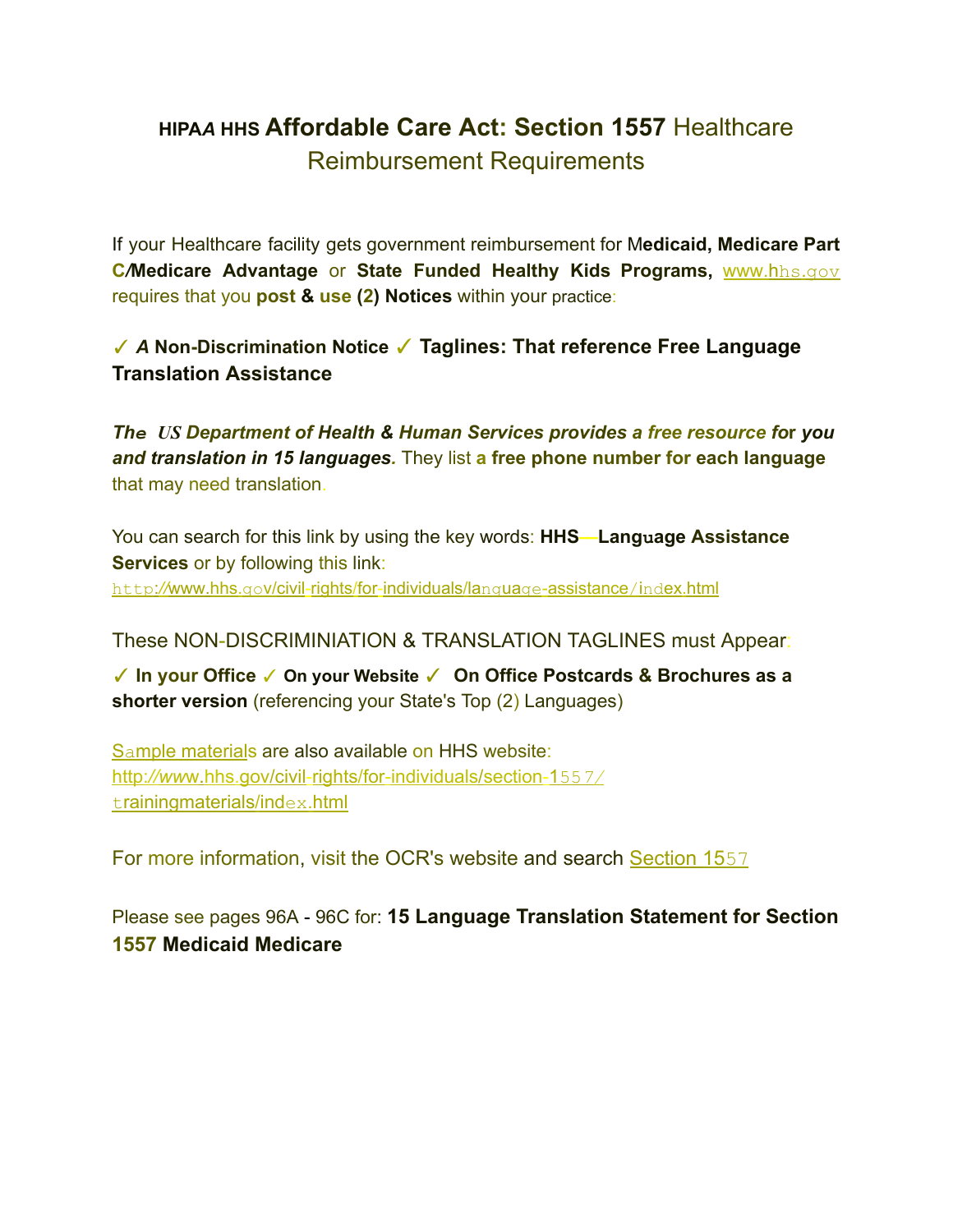# HIPAA HHS Affordable Care Act: Section 1557 Healthcare Reimbursement Requirements

If your Healthcare facility gets government reimbursement for **Medicaid, Medicare Part C/Medicare Advantage** or **State Funded Healthy Kids Programs,** www.hhs.gov requires that you **post & use (2) Notices** within your practice:

✓ ***A* Non-Discrimination Notice** ✓ **Taglines: That reference Free Language Translation Assistance**

***The US Department of Health & Human Services provides a free resource for you and translation in 15 languages.*** They list **a free phone number for each language** that may need translation.

You can search for this link by using the key words: **HHS—Language Assistance Services** or by following this link: http://www.hhs.gov/civil-rights/for-individuals/language-assistance/index.html

These NON-DISCRIMINIATION & TRANSLATION TAGLINES must Appear:

✓ **In your Office** ✓ **On your Website** ✓ **On Office Postcards & Brochures as a shorter version** (referencing your State's Top (2) Languages)

Sample materials are also available on HHS website: http://www.hhs.gov/civil-rights/for-individuals/section-1557/trainingmaterials/index.html

For more information, visit the OCR's website and search Section 1557

Please see pages 96A - 96C for: **15 Language Translation Statement for Section 1557 Medicaid Medicare**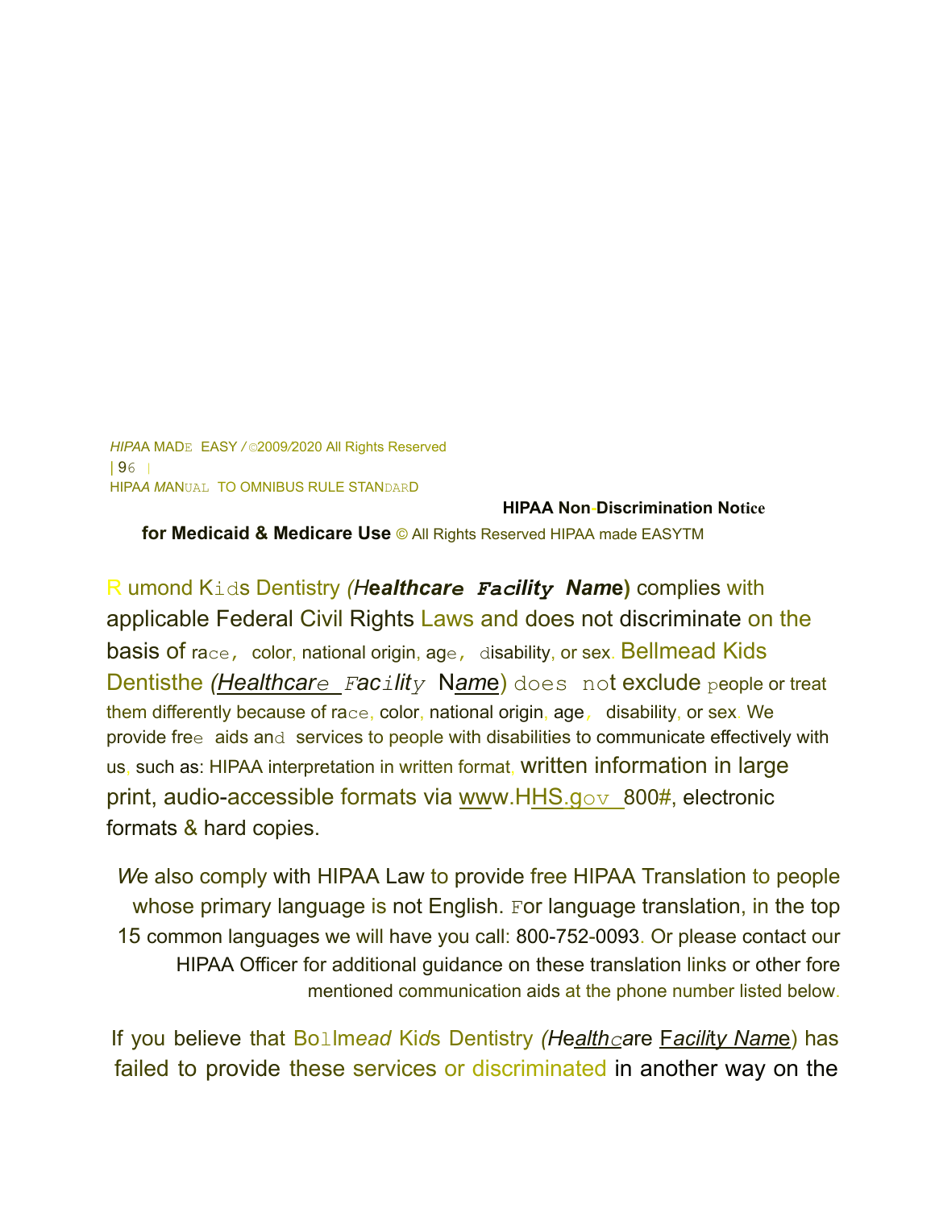## HIPAA Non-Discrimination Notice

**for Medicaid & Medicare Use** © All Rights Reserved HIPAA made EASYTM

R umond Kids Dentistry ***(Healthcare Facility Name)*** complies with applicable Federal Civil Rights Laws and does not discriminate on the basis of race, color, national origin, age, disability, or sex. Bellmead Kids Dentisthe *(Healthcare Facility Name)* does not exclude people or treat them differently because of race, color, national origin, age, disability, or sex. We provide free aids and services to people with disabilities to communicate effectively with us, such as: HIPAA interpretation in written format, written information in large print, audio-accessible formats via www.HHS.gov 800#, electronic formats & hard copies.

We also comply with HIPAA Law to provide free HIPAA Translation to people whose primary language is not English. For language translation, in the top 15 common languages we will have you call: 800-752-0093. Or please contact our HIPAA Officer for additional guidance on these translation links or other fore mentioned communication aids at the phone number listed below.

If you believe that Bolmead Kids Dentistry *(Healthcare Facility Name)* has failed to provide these services or discriminated in another way on the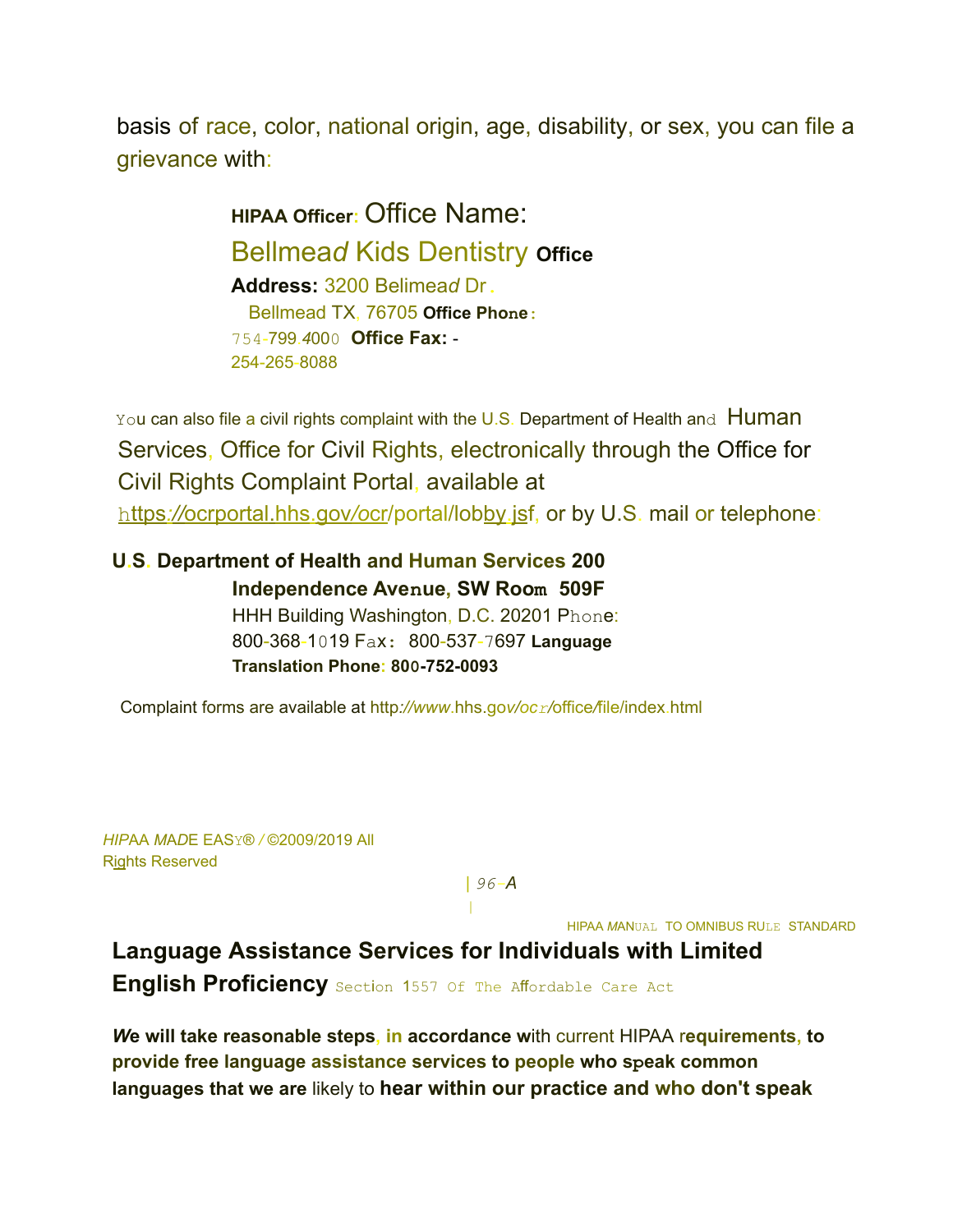basis of race, color, national origin, age, disability, or sex, you can file a grievance with:

**HIPAA Officer:** Office Name:
Bellmead Kids Dentistry **Office Address:** 3200 Belimead Dr.
Bellmead TX, 76705 **Office Phone:**
754-799.4000 **Office Fax:** -
254-265-8088

You can also file a civil rights complaint with the U.S. Department of Health and Human Services, Office for Civil Rights, electronically through the Office for Civil Rights Complaint Portal, available at https://ocrportal.hhs.gov/ocr/portal/lobby.jsf, or by U.S. mail or telephone:

**U.S. Department of Health and Human Services 200 Independence Avenue, SW Room 509F**
HHH Building Washington, D.C. 20201 Phone:
800-368-1019 Fax: 800-537-7697 **Language Translation Phone: 800-752-0093**

Complaint forms are available at http://www.hhs.gov/ocr/office/file/index.html

## Language Assistance Services for Individuals with Limited English Proficiency

Section 1557 Of The Affordable Care Act

***We* will take reasonable steps, in accordance with** current HIPAA r**equirements, to provide free language assistance services to people who speak common languages that we are** likely to **hear within our practice and who don't speak**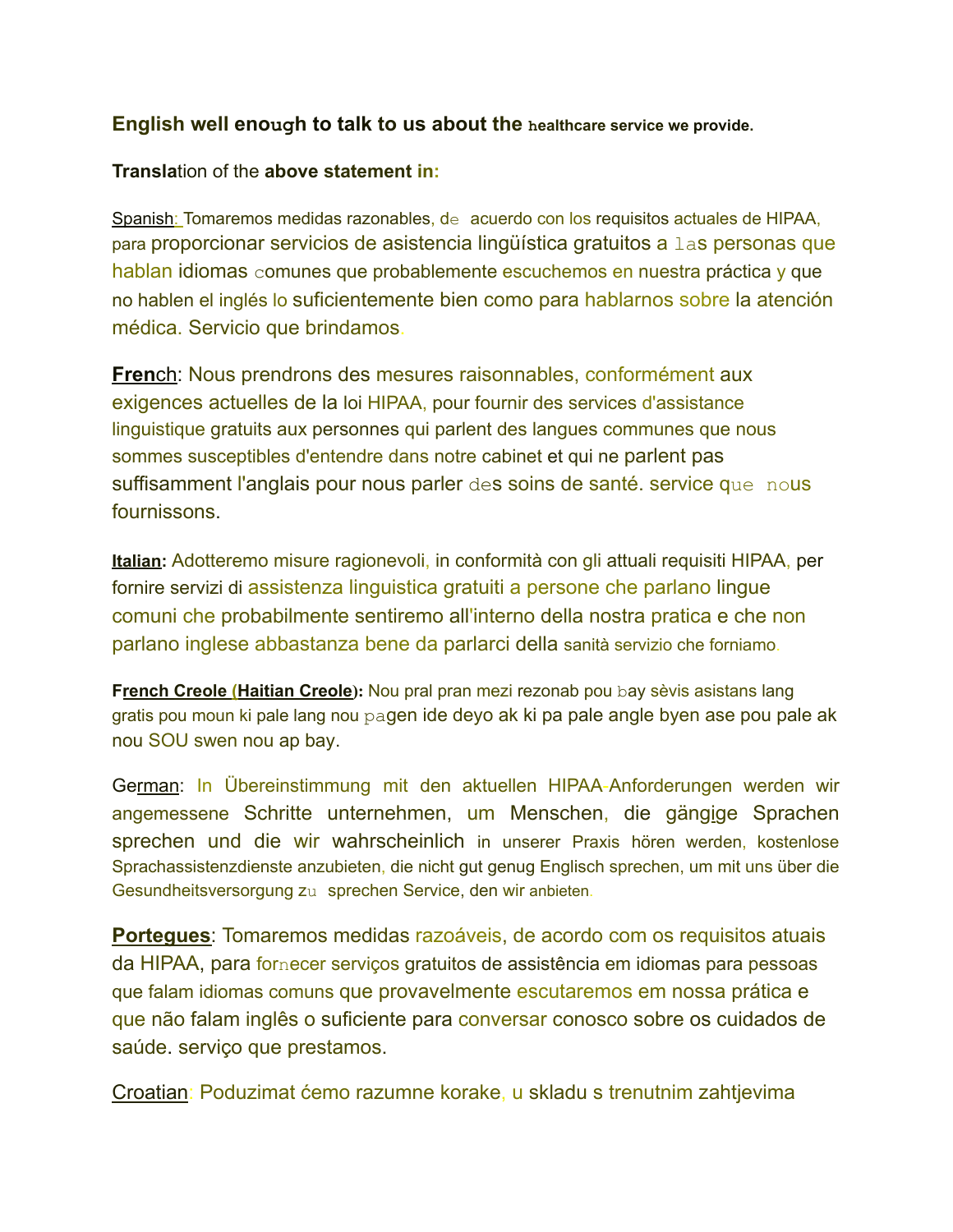**English well enough to talk to us about the healthcare service we provide.**

**Translation of the above statement in:**

Spanish: Tomaremos medidas razonables, de acuerdo con los requisitos actuales de HIPAA, para proporcionar servicios de asistencia lingüística gratuitos a las personas que hablan idiomas comunes que probablemente escuchemos en nuestra práctica y que no hablen el inglés lo suficientemente bien como para hablarnos sobre la atención médica. Servicio que brindamos.

**French**: Nous prendrons des mesures raisonnables, conformément aux exigences actuelles de la loi HIPAA, pour fournir des services d'assistance linguistique gratuits aux personnes qui parlent des langues communes que nous sommes susceptibles d'entendre dans notre cabinet et qui ne parlent pas suffisamment l'anglais pour nous parler des soins de santé. service que nous fournissons.

**Italian:** Adotteremo misure ragionevoli, in conformità con gli attuali requisiti HIPAA, per fornire servizi di assistenza linguistica gratuiti a persone che parlano lingue comuni che probabilmente sentiremo all'interno della nostra pratica e che non parlano inglese abbastanza bene da parlarci della sanità servizio che forniamo.

**French Creole (Haitian Creole):** Nou pral pran mezi rezonab pou bay sèvis asistans lang gratis pou moun ki pale lang nou pagen ide deyo ak ki pa pale angle byen ase pou pale ak nou SOU swen nou ap bay.

German: In Übereinstimmung mit den aktuellen HIPAA-Anforderungen werden wir angemessene Schritte unternehmen, um Menschen, die gängige Sprachen sprechen und die wir wahrscheinlich in unserer Praxis hören werden, kostenlose Sprachassistenzdienste anzubieten, die nicht gut genug Englisch sprechen, um mit uns über die Gesundheitsversorgung zu sprechen Service, den wir anbieten.

**Portegues**: Tomaremos medidas razoáveis, de acordo com os requisitos atuais da HIPAA, para fornecer serviços gratuitos de assistência em idiomas para pessoas que falam idiomas comuns que provavelmente escutaremos em nossa prática e que não falam inglês o suficiente para conversar conosco sobre os cuidados de saúde. serviço que prestamos.

Croatian: Poduzimat ćemo razumne korake, u skladu s trenutnim zahtjevima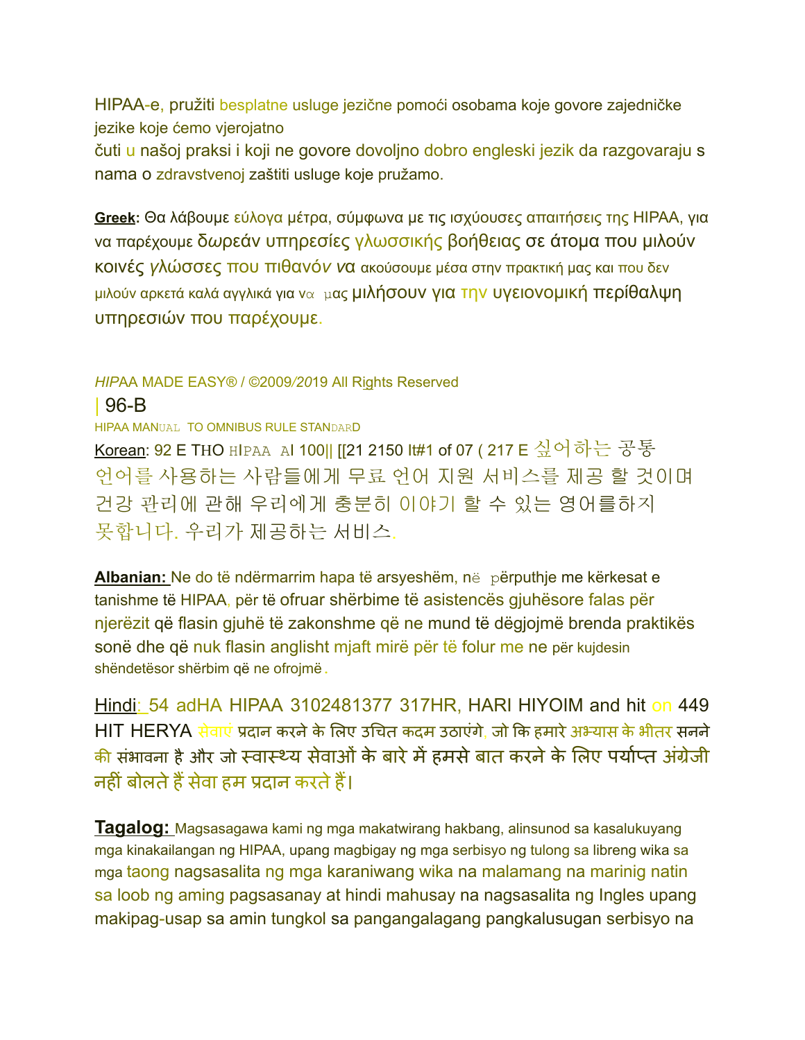HIPAA-e, pružiti besplatne usluge jezične pomoći osobama koje govore zajedničke jezike koje ćemo vjerojatno čuti u našoj praksi i koji ne govore dovoljno dobro engleski jezik da razgovaraju s nama o zdravstvenoj zaštiti usluge koje pružamo.

**Greek:** Θα λάβουμε εύλογα μέτρα, σύμφωνα με τις ισχύουσες απαιτήσεις της HIPAA, για να παρέχουμε δωρεάν υπηρεσίες γλωσσικής βοήθειας σε άτομα που μιλούν κοινές γλώσσες που πιθανόν να ακούσουμε μέσα στην πρακτική μας και που δεν μιλούν αρκετά καλά αγγλικά για να μας μιλήσουν για την υγειονομική περίθαλψη υπηρεσιών που παρέχουμε.

*HIPAA MADE EASY®* / ©2009/2019 All Rights Reserved
| 96-B
HIPAA MANUAL TO OMNIBUS RULE STANDARD

Korean: 92 E THO HIPAA AI 100|| [[21 2150 It#1 of 07 ( 217 E 싶어하는 공통 언어를 사용하는 사람들에게 무료 언어 지원 서비스를 제공 할 것이며 건강 관리에 관해 우리에게 충분히 이야기 할 수 있는 영어를하지 못합니다. 우리가 제공하는 서비스.

**Albanian:** Ne do të ndërmarrim hapa të arsyeshëm, në përputhje me kërkesat e tanishme të HIPAA, për të ofruar shërbime të asistencës gjuhësore falas për njerëzit që flasin gjuhë të zakonshme që ne mund të dëgjojmë brenda praktikës sonë dhe që nuk flasin anglisht mjaft mirë për të folur me ne për kujdesin shëndetësor shërbim që ne ofrojmë.

Hindi: 54 adHA HIPAA 3102481377 317HR, HARI HIYOIM and hit on 449 HIT HERYA सेवाएं प्रदान करने के लिए उचित कदम उठाएंगे, जो कि हमारे अभ्यास के भीतर सनने की संभावना है और जो स्वास्थ्य सेवाओं के बारे में हमसे बात करने के लिए पर्याप्त अंग्रेजी नहीं बोलते हैं सेवा हम प्रदान करते हैं।

**Tagalog:** Magsasagawa kami ng mga makatwirang hakbang, alinsunod sa kasalukuyang mga kinakailangan ng HIPAA, upang magbigay ng mga serbisyo ng tulong sa libreng wika sa mga taong nagsasalita ng mga karaniwang wika na malamang na marinig natin sa loob ng aming pagsasanay at hindi mahusay na nagsasalita ng Ingles upang makipag-usap sa amin tungkol sa pangangalagang pangkalusugan serbisyo na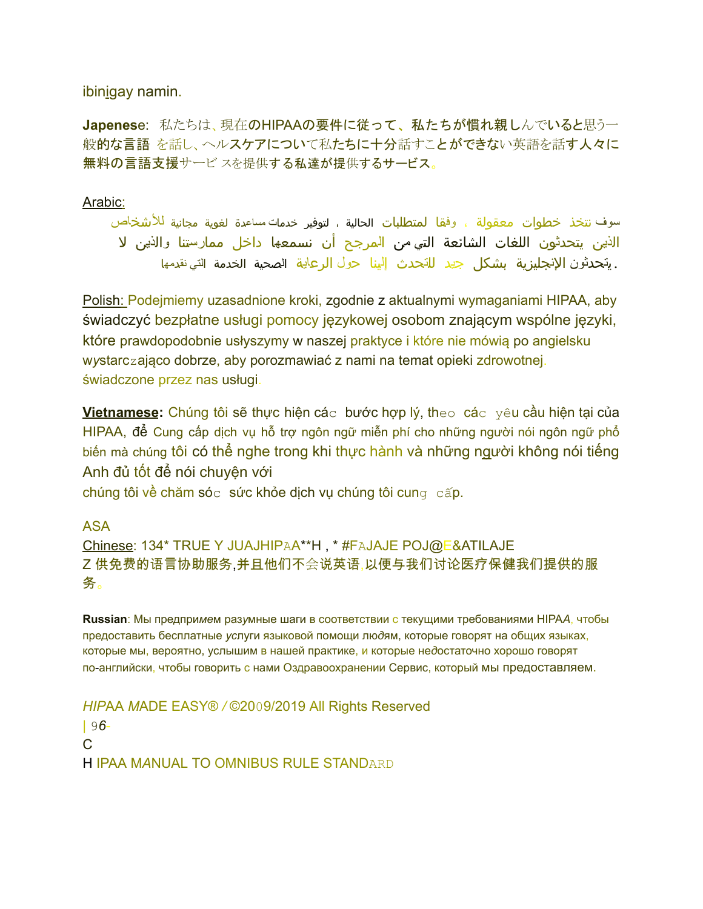ibinigay namin.

**Japenese**: 私たちは、現在のHIPAAの要件に従って、私たちが慣れ親しんでいると思う一般的な言語 を話し、ヘルスケアについて私たちに十分話すことができない英語を話す人々に無料の言語支援サービ スを提供する私達が提供するサービス。

Arabic:

سوف نتخذ خطوات معقولة ، وفقا لمتطلبات الحالية ، لتوفير خدمات مساعدة لغوية مجانية للأشخاص الذين يتحدثون اللغات الشائعة التي من المرجح أن نسمعها داخل ممارستنا والذين لا يتحدثون الإنجليزية بشكل جيد للتحدث إلينا حول الرعاية الصحية الخدمة التي نقدمها.

Polish: Podejmiemy uzasadnione kroki, zgodnie z aktualnymi wymaganiami HIPAA, aby świadczyć bezpłatne usługi pomocy językowej osobom znającym wspólne języki, które prawdopodobnie usłyszymy w naszej praktyce i które nie mówią po angielsku wystarczająco dobrze, aby porozmawiać z nami na temat opieki zdrowotnej. świadczone przez nas usługi.

**Vietnamese:** Chúng tôi sẽ thực hiện các bước hợp lý, theo các yêu cầu hiện tại của HIPAA, để Cung cấp dịch vụ hỗ trợ ngôn ngữ miễn phí cho những người nói ngôn ngữ phổ biến mà chúng tôi có thể nghe trong khi thực hành và những người không nói tiếng Anh đủ tốt để nói chuyện với chúng tôi về chăm sóc sức khỏe dịch vụ chúng tôi cung cấp.

ASA

Chinese: 134* TRUE Y JUAJHIPAA**H , * #FAJAJE POJ@E&ATILAJE Z 供免费的语言协助服务,并且他们不会说英语,以便与我们讨论医疗保健我们提供的服务。

**Russian**: Мы предпримем разумные шаги в соответствии с текущими требованиями HIPAA, чтобы предоставить бесплатные услуги языковой помощи людям, которые говорят на общих языках, которые мы, вероятно, услышим в нашей практике, и которые недостаточно хорошо говорят по-английски, чтобы говорить с нами Оздравоохранении Сервис, который мы предоставляем.